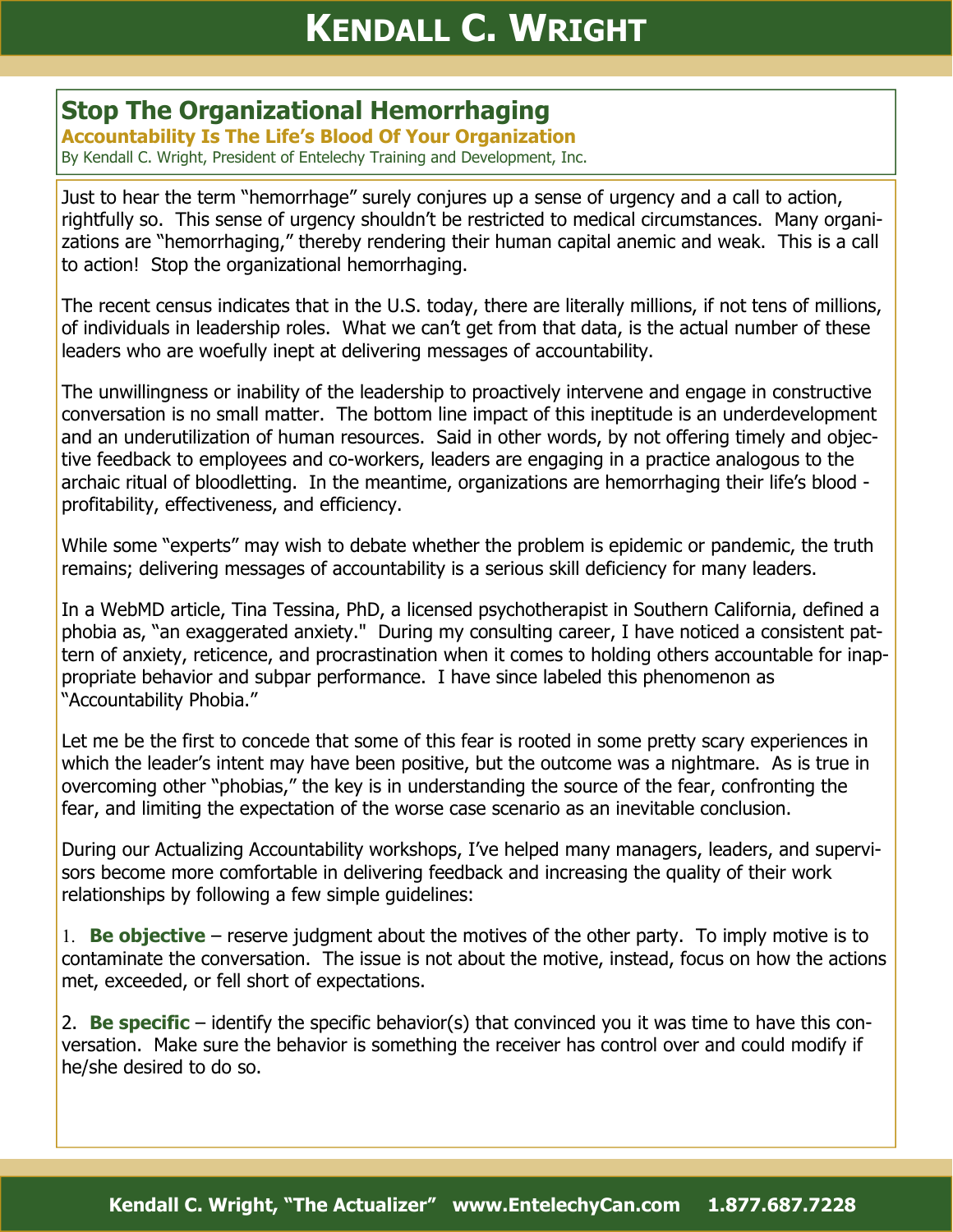## Stop The Organizational Hemorrhaging

### Accountability Is The Life's Blood Of Your Organization

By Kendall C. Wright, President of Entelechy Training and Development, Inc.

Just to hear the term "hemorrhage" surely conjures up a sense of urgency and a call to action, rightfully so. This sense of urgency shouldn't be restricted to medical circumstances. Many organizations are "hemorrhaging," thereby rendering their human capital anemic and weak. This is a call to action! Stop the organizational hemorrhaging.

The recent census indicates that in the U.S. today, there are literally millions, if not tens of millions, of individuals in leadership roles. What we can't get from that data, is the actual number of these leaders who are woefully inept at delivering messages of accountability.

The unwillingness or inability of the leadership to proactively intervene and engage in constructive conversation is no small matter. The bottom line impact of this ineptitude is an underdevelopment and an underutilization of human resources. Said in other words, by not offering timely and objective feedback to employees and co-workers, leaders are engaging in a practice analogous to the archaic ritual of bloodletting. In the meantime, organizations are hemorrhaging their life's blood - profitability, effectiveness, and efficiency.

While some "experts" may wish to debate whether the problem is epidemic or pandemic, the truth remains; delivering messages of accountability is a serious skill deficiency for many leaders.

In a WebMD article, Tina Tessina, PhD, a licensed psychotherapist in Southern California, defined a phobia as, "an exaggerated anxiety." During my consulting career, I have noticed a consistent pattern of anxiety, reticence, and procrastination when it comes to holding others accountable for inappropriate behavior and subpar performance. I have since labeled this phenomenon as "Accountability Phobia."

Let me be the first to concede that some of this fear is rooted in some pretty scary experiences in which the leader's intent may have been positive, but the outcome was a nightmare. As is true in overcoming other "phobias," the key is in understanding the source of the fear, confronting the fear, and limiting the expectation of the worse case scenario as an inevitable conclusion.

During our Actualizing Accountability workshops, I've helped many managers, leaders, and supervisors become more comfortable in delivering feedback and increasing the quality of their work relationships by following a few simple guidelines:

1. **Be objective** – reserve judgment about the motives of the other party. To imply motive is to contaminate the conversation. The issue is not about the motive, instead, focus on how the actions met, exceeded, or fell short of expectations.

2. **Be specific** – identify the specific behavior(s) that convinced you it was time to have this conversation. Make sure the behavior is something the receiver has control over and could modify if he/she desired to do so.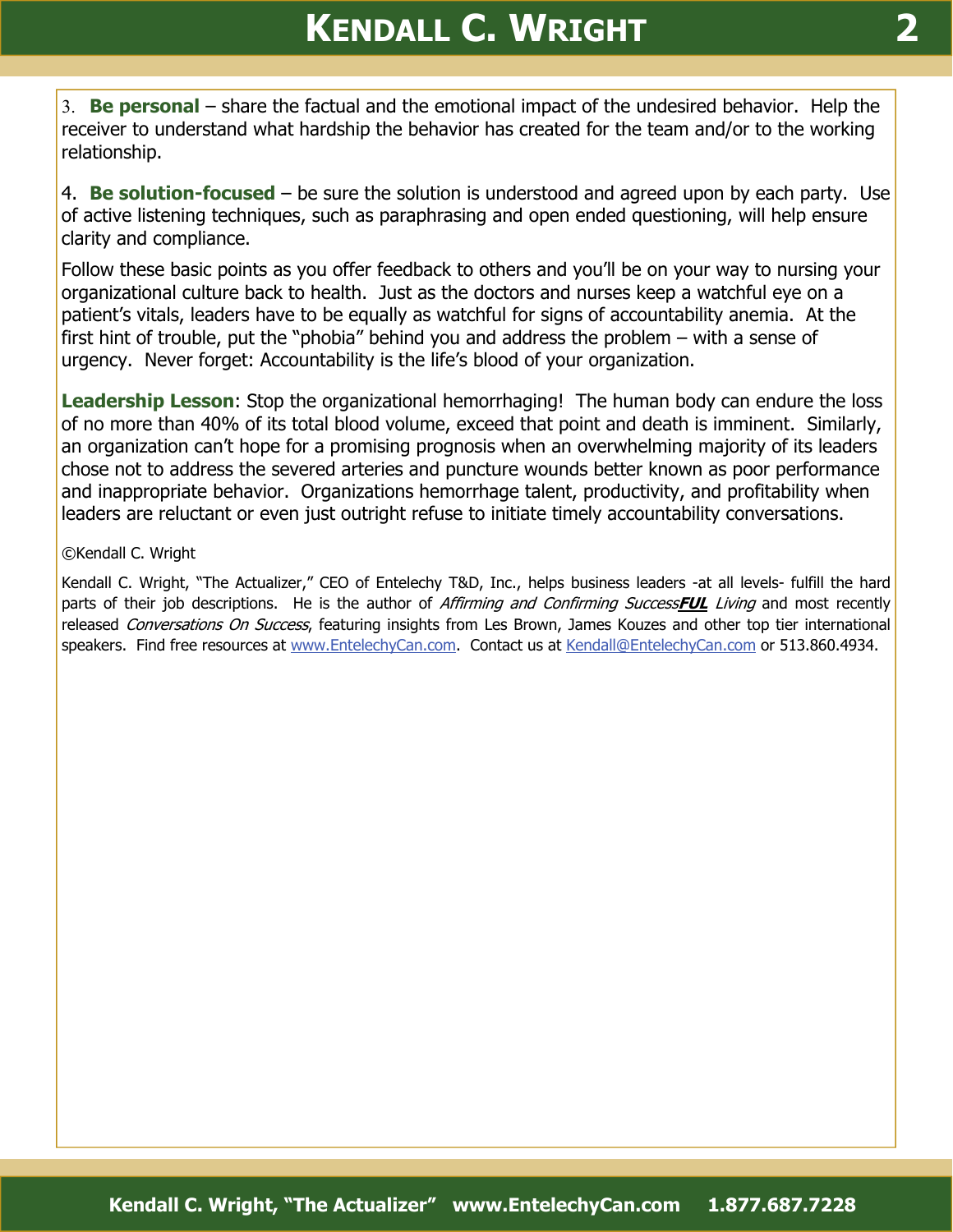3. **Be personal** – share the factual and the emotional impact of the undesired behavior. Help the receiver to understand what hardship the behavior has created for the team and/or to the working relationship.

4. **Be solution-focused** – be sure the solution is understood and agreed upon by each party. Use of active listening techniques, such as paraphrasing and open ended questioning, will help ensure clarity and compliance.

Follow these basic points as you offer feedback to others and you'll be on your way to nursing your organizational culture back to health. Just as the doctors and nurses keep a watchful eye on a patient's vitals, leaders have to be equally as watchful for signs of accountability anemia. At the first hint of trouble, put the "phobia" behind you and address the problem – with a sense of urgency. Never forget: Accountability is the life's blood of your organization.

**Leadership Lesson**: Stop the organizational hemorrhaging! The human body can endure the loss of no more than 40% of its total blood volume, exceed that point and death is imminent. Similarly, an organization can't hope for a promising prognosis when an overwhelming majority of its leaders chose not to address the severed arteries and puncture wounds better known as poor performance and inappropriate behavior. Organizations hemorrhage talent, productivity, and profitability when leaders are reluctant or even just outright refuse to initiate timely accountability conversations.

©Kendall C. Wright

Kendall C. Wright, "The Actualizer," CEO of Entelechy T&D, Inc., helps business leaders -at all levels- fulfill the hard parts of their job descriptions. He is the author of *Affirming and Confirming Success**FUL** Living* and most recently released *Conversations On Success*, featuring insights from Les Brown, James Kouzes and other top tier international speakers. Find free resources at www.EntelechyCan.com. Contact us at Kendall@EntelechyCan.com or 513.860.4934.